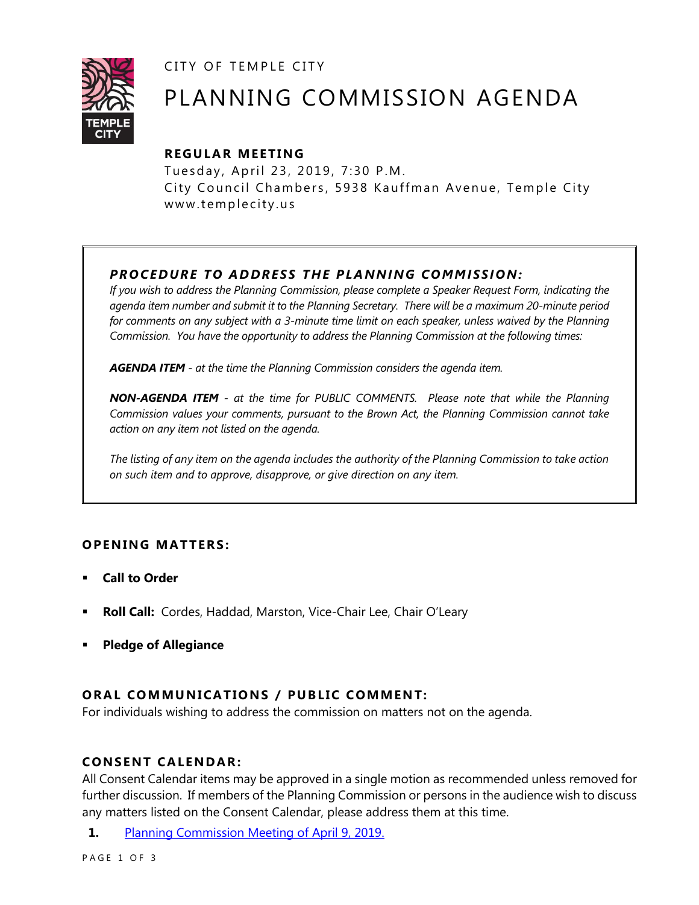CITY OF TEMPLE CITY

# PLANNING COMMISSION AGENDA

**REGULAR MEETING**

Tuesday, April 23, 2019, 7:30 P.M.
City Council Chambers, 5938 Kauffman Avenue, Temple City
www.templecity.us

***PROCEDURE TO ADDRESS THE PLANNING COMMISSION:***

*If you wish to address the Planning Commission, please complete a Speaker Request Form, indicating the agenda item number and submit it to the Planning Secretary. There will be a maximum 20-minute period for comments on any subject with a 3-minute time limit on each speaker, unless waived by the Planning Commission. You have the opportunity to address the Planning Commission at the following times:*

***AGENDA ITEM*** *- at the time the Planning Commission considers the agenda item.*

***NON-AGENDA ITEM*** *- at the time for PUBLIC COMMENTS. Please note that while the Planning Commission values your comments, pursuant to the Brown Act, the Planning Commission cannot take action on any item not listed on the agenda.*

*The listing of any item on the agenda includes the authority of the Planning Commission to take action on such item and to approve, disapprove, or give direction on any item.*

### OPENING MATTERS:

- **Call to Order**
- **Roll Call:** Cordes, Haddad, Marston, Vice-Chair Lee, Chair O'Leary
- **Pledge of Allegiance**

### ORAL COMMUNICATIONS / PUBLIC COMMENT:

For individuals wishing to address the commission on matters not on the agenda.

### CONSENT CALENDAR:

All Consent Calendar items may be approved in a single motion as recommended unless removed for further discussion. If members of the Planning Commission or persons in the audience wish to discuss any matters listed on the Consent Calendar, please address them at this time.

**1.** Planning Commission Meeting of April 9, 2019.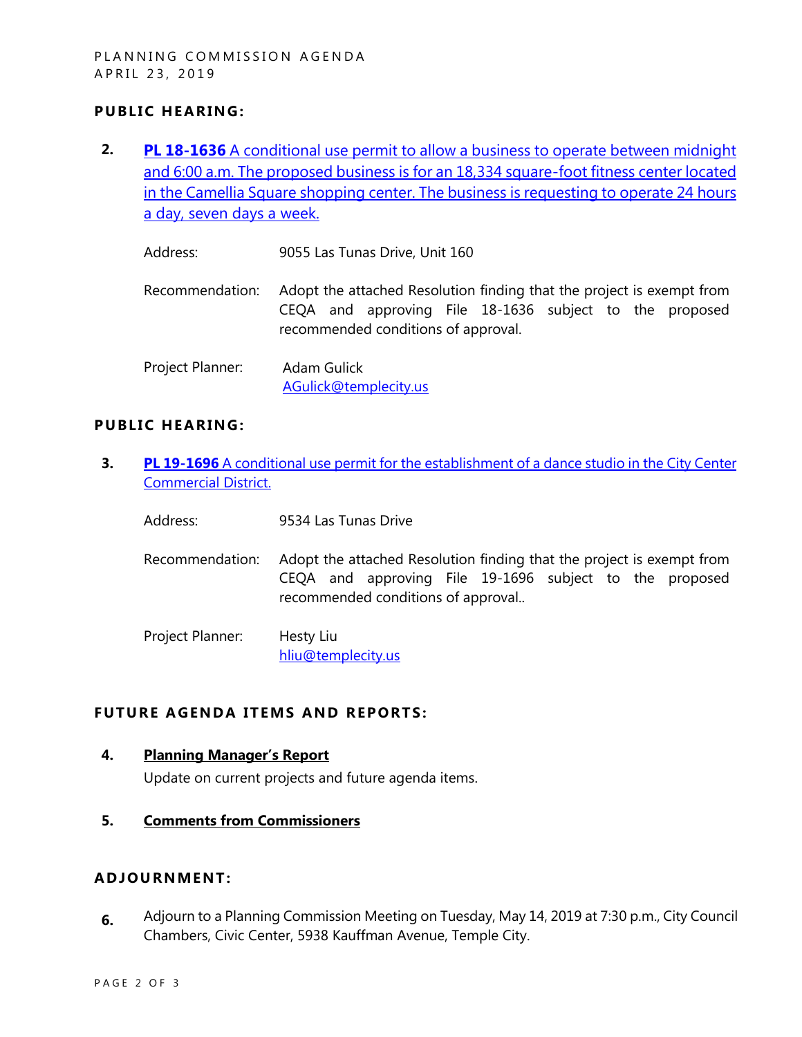## PUBLIC HEARING:

**2.** **PL 18-1636** A conditional use permit to allow a business to operate between midnight and 6:00 a.m. The proposed business is for an 18,334 square-foot fitness center located in the Camellia Square shopping center. The business is requesting to operate 24 hours a day, seven days a week.

Address: 9055 Las Tunas Drive, Unit 160

Recommendation: Adopt the attached Resolution finding that the project is exempt from CEQA and approving File 18-1636 subject to the proposed recommended conditions of approval.

Project Planner: Adam Gulick
AGulick@templecity.us

## PUBLIC HEARING:

**3.** **PL 19-1696** A conditional use permit for the establishment of a dance studio in the City Center Commercial District.

Address: 9534 Las Tunas Drive

Recommendation: Adopt the attached Resolution finding that the project is exempt from CEQA and approving File 19-1696 subject to the proposed recommended conditions of approval..

Project Planner: Hesty Liu
hliu@templicity.us

## FUTURE AGENDA ITEMS AND REPORTS:

**4.** **Planning Manager's Report**
Update on current projects and future agenda items.

**5.** **Comments from Commissioners**

## ADJOURNMENT:

**6.** Adjourn to a Planning Commission Meeting on Tuesday, May 14, 2019 at 7:30 p.m., City Council Chambers, Civic Center, 5938 Kauffman Avenue, Temple City.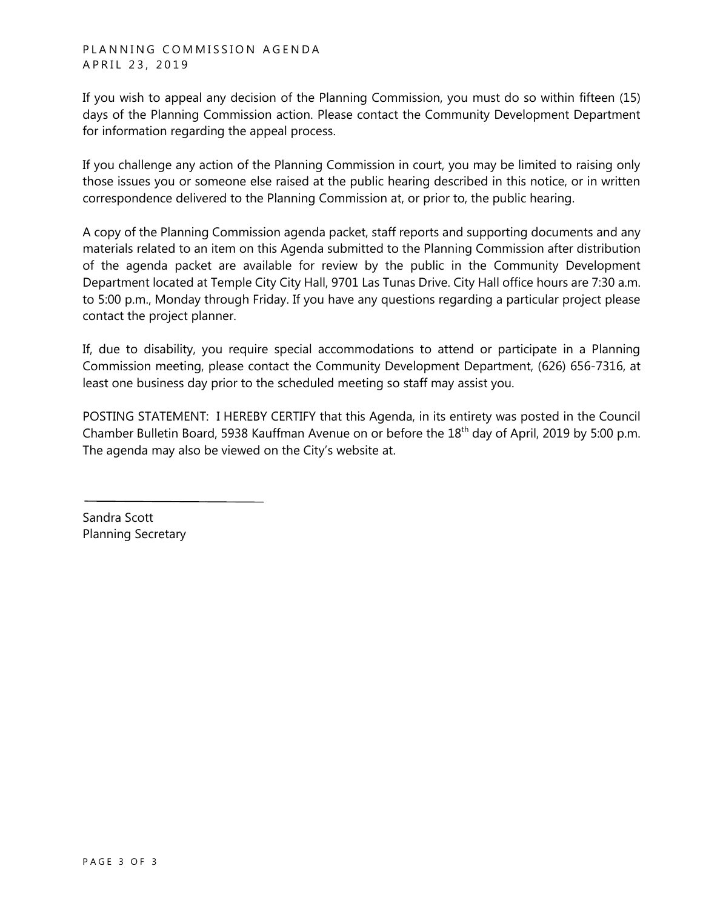If you wish to appeal any decision of the Planning Commission, you must do so within fifteen (15) days of the Planning Commission action. Please contact the Community Development Department for information regarding the appeal process.

If you challenge any action of the Planning Commission in court, you may be limited to raising only those issues you or someone else raised at the public hearing described in this notice, or in written correspondence delivered to the Planning Commission at, or prior to, the public hearing.

A copy of the Planning Commission agenda packet, staff reports and supporting documents and any materials related to an item on this Agenda submitted to the Planning Commission after distribution of the agenda packet are available for review by the public in the Community Development Department located at Temple City City Hall, 9701 Las Tunas Drive. City Hall office hours are 7:30 a.m. to 5:00 p.m., Monday through Friday. If you have any questions regarding a particular project please contact the project planner.

If, due to disability, you require special accommodations to attend or participate in a Planning Commission meeting, please contact the Community Development Department, (626) 656-7316, at least one business day prior to the scheduled meeting so staff may assist you.

POSTING STATEMENT: I HEREBY CERTIFY that this Agenda, in its entirety was posted in the Council Chamber Bulletin Board, 5938 Kauffman Avenue on or before the 18th day of April, 2019 by 5:00 p.m. The agenda may also be viewed on the City's website at.

Sandra Scott
Planning Secretary